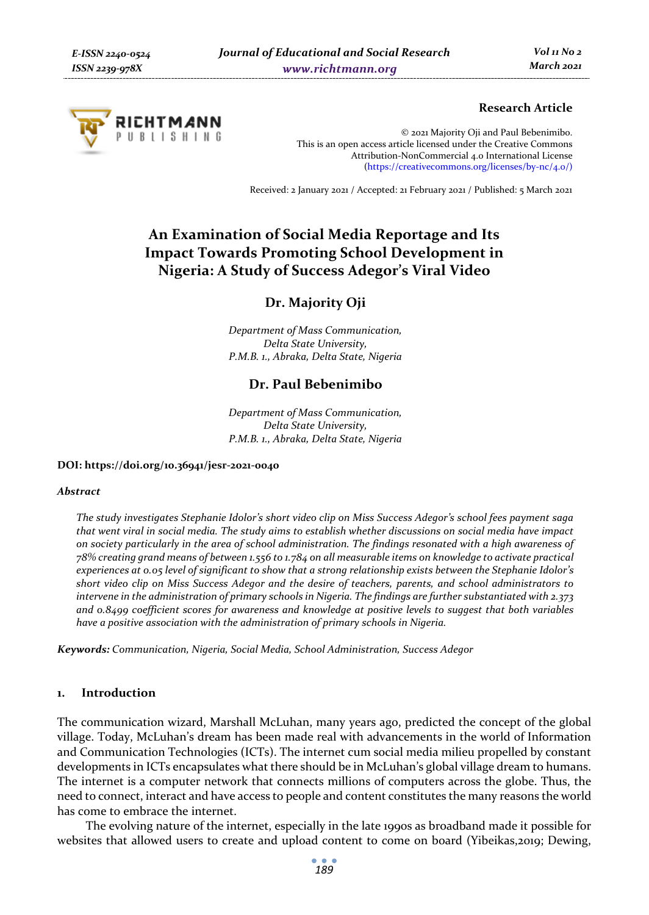Research Article

© 2021 Majority Oji and Paul Bebenimibo.
This is an open access article licensed under the Creative Commons Attribution-NonCommercial 4.0 International License (https://creativecommons.org/licenses/by-nc/4.0/)

Received: 2 January 2021 / Accepted: 21 February 2021 / Published: 5 March 2021

# An Examination of Social Media Reportage and Its Impact Towards Promoting School Development in Nigeria: A Study of Success Adegor's Viral Video

## Dr. Majority Oji

*Department of Mass Communication,*
*Delta State University,*
*P.M.B. 1., Abraka, Delta State, Nigeria*

## Dr. Paul Bebenimibo

*Department of Mass Communication,*
*Delta State University,*
*P.M.B. 1., Abraka, Delta State, Nigeria*

**DOI: https://doi.org/10.36941/jesr-2021-0040**

### *Abstract*

*The study investigates Stephanie Idolor's short video clip on Miss Success Adegor's school fees payment saga that went viral in social media. The study aims to establish whether discussions on social media have impact on society particularly in the area of school administration. The findings resonated with a high awareness of 78% creating grand means of between 1.556 to 1.784 on all measurable items on knowledge to activate practical experiences at 0.05 level of significant to show that a strong relationship exists between the Stephanie Idolor's short video clip on Miss Success Adegor and the desire of teachers, parents, and school administrators to intervene in the administration of primary schools in Nigeria. The findings are further substantiated with 2.373 and 0.8499 coefficient scores for awareness and knowledge at positive levels to suggest that both variables have a positive association with the administration of primary schools in Nigeria.*

***Keywords:*** *Communication, Nigeria, Social Media, School Administration, Success Adegor*

## 1. Introduction

The communication wizard, Marshall McLuhan, many years ago, predicted the concept of the global village. Today, McLuhan's dream has been made real with advancements in the world of Information and Communication Technologies (ICTs). The internet cum social media milieu propelled by constant developments in ICTs encapsulates what there should be in McLuhan's global village dream to humans. The internet is a computer network that connects millions of computers across the globe. Thus, the need to connect, interact and have access to people and content constitutes the many reasons the world has come to embrace the internet.

The evolving nature of the internet, especially in the late 1990s as broadband made it possible for websites that allowed users to create and upload content to come on board (Yibeikas,2019; Dewing,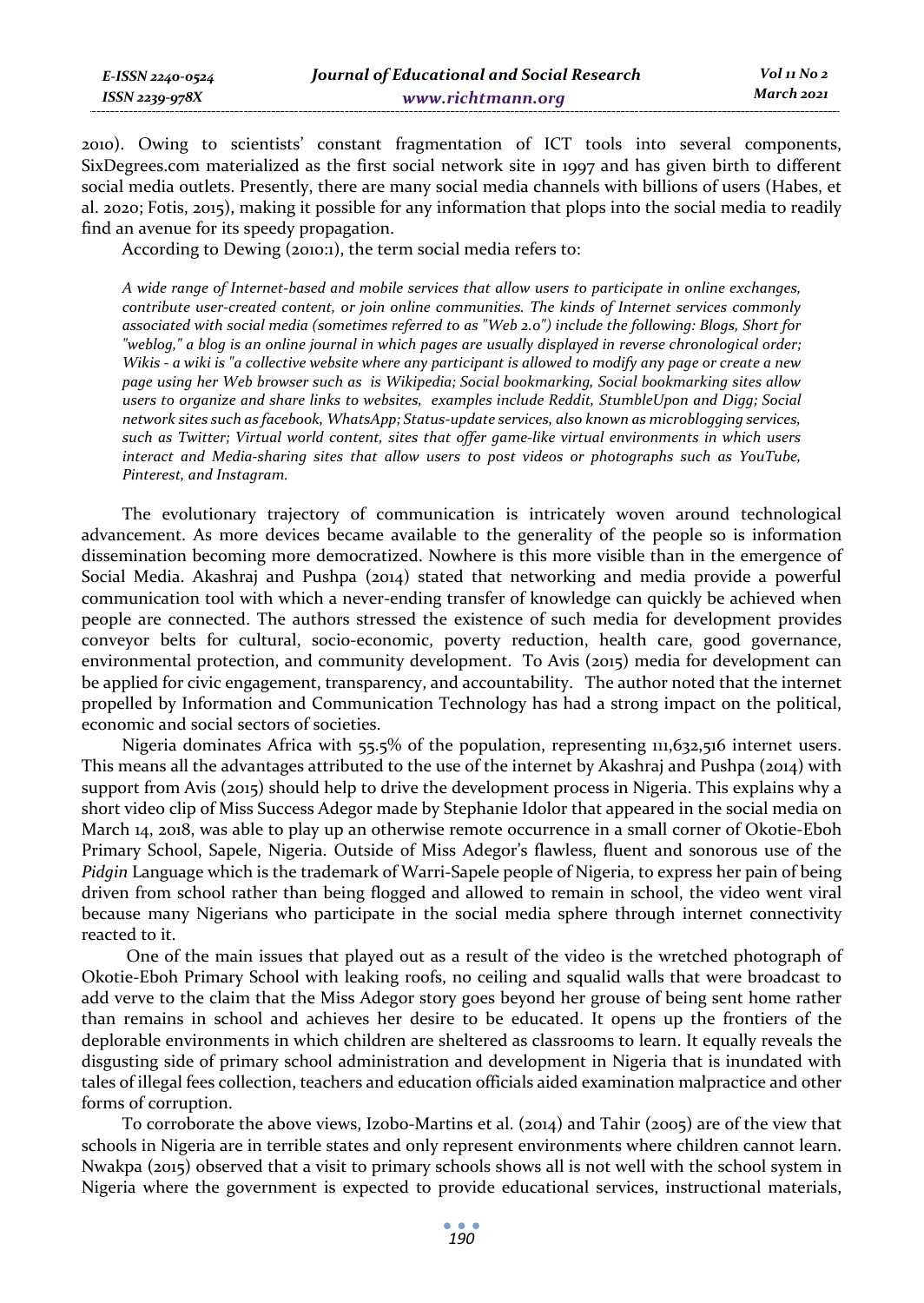2010). Owing to scientists' constant fragmentation of ICT tools into several components, SixDegrees.com materialized as the first social network site in 1997 and has given birth to different social media outlets. Presently, there are many social media channels with billions of users (Habes, et al. 2020; Fotis, 2015), making it possible for any information that plops into the social media to readily find an avenue for its speedy propagation.

According to Dewing (2010:1), the term social media refers to:

> *A wide range of Internet-based and mobile services that allow users to participate in online exchanges, contribute user-created content, or join online communities. The kinds of Internet services commonly associated with social media (sometimes referred to as "Web 2.0") include the following: Blogs, Short for "weblog," a blog is an online journal in which pages are usually displayed in reverse chronological order; Wikis - a wiki is "a collective website where any participant is allowed to modify any page or create a new page using her Web browser such as is Wikipedia; Social bookmarking, Social bookmarking sites allow users to organize and share links to websites, examples include Reddit, StumbleUpon and Digg; Social network sites such as facebook, WhatsApp; Status-update services, also known as microblogging services, such as Twitter; Virtual world content, sites that offer game-like virtual environments in which users interact and Media-sharing sites that allow users to post videos or photographs such as YouTube, Pinterest, and Instagram.*

The evolutionary trajectory of communication is intricately woven around technological advancement. As more devices became available to the generality of the people so is information dissemination becoming more democratized. Nowhere is this more visible than in the emergence of Social Media. Akashraj and Pushpa (2014) stated that networking and media provide a powerful communication tool with which a never-ending transfer of knowledge can quickly be achieved when people are connected. The authors stressed the existence of such media for development provides conveyor belts for cultural, socio-economic, poverty reduction, health care, good governance, environmental protection, and community development. To Avis (2015) media for development can be applied for civic engagement, transparency, and accountability. The author noted that the internet propelled by Information and Communication Technology has had a strong impact on the political, economic and social sectors of societies.

Nigeria dominates Africa with 55.5% of the population, representing 111,632,516 internet users. This means all the advantages attributed to the use of the internet by Akashraj and Pushpa (2014) with support from Avis (2015) should help to drive the development process in Nigeria. This explains why a short video clip of Miss Success Adegor made by Stephanie Idolor that appeared in the social media on March 14, 2018, was able to play up an otherwise remote occurrence in a small corner of Okotie-Eboh Primary School, Sapele, Nigeria. Outside of Miss Adegor's flawless, fluent and sonorous use of the *Pidgin* Language which is the trademark of Warri-Sapele people of Nigeria, to express her pain of being driven from school rather than being flogged and allowed to remain in school, the video went viral because many Nigerians who participate in the social media sphere through internet connectivity reacted to it.

One of the main issues that played out as a result of the video is the wretched photograph of Okotie-Eboh Primary School with leaking roofs, no ceiling and squalid walls that were broadcast to add verve to the claim that the Miss Adegor story goes beyond her grouse of being sent home rather than remains in school and achieves her desire to be educated. It opens up the frontiers of the deplorable environments in which children are sheltered as classrooms to learn. It equally reveals the disgusting side of primary school administration and development in Nigeria that is inundated with tales of illegal fees collection, teachers and education officials aided examination malpractice and other forms of corruption.

To corroborate the above views, Izobo-Martins et al. (2014) and Tahir (2005) are of the view that schools in Nigeria are in terrible states and only represent environments where children cannot learn. Nwakpa (2015) observed that a visit to primary schools shows all is not well with the school system in Nigeria where the government is expected to provide educational services, instructional materials,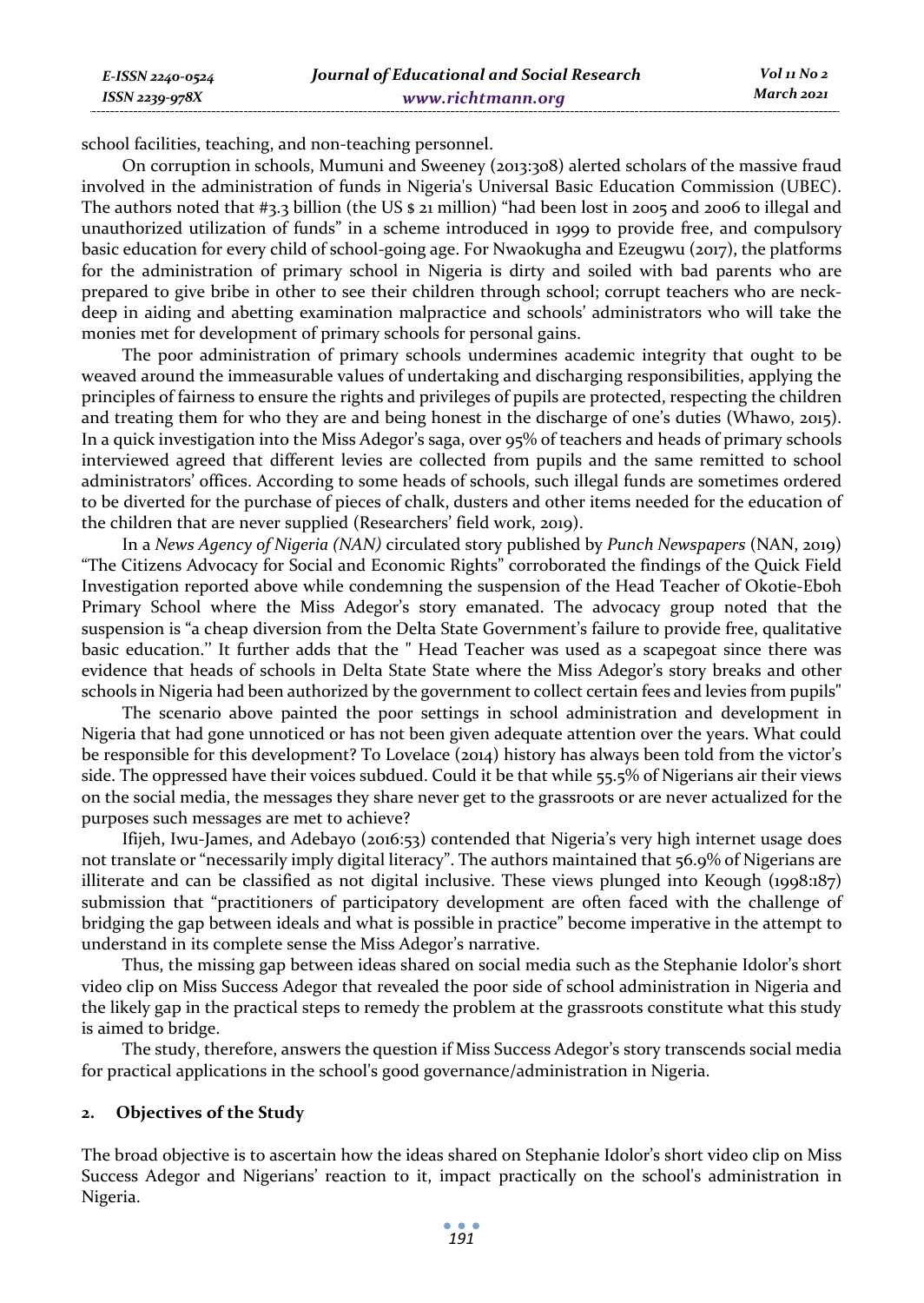school facilities, teaching, and non-teaching personnel.

On corruption in schools, Mumuni and Sweeney (2013:308) alerted scholars of the massive fraud involved in the administration of funds in Nigeria's Universal Basic Education Commission (UBEC). The authors noted that #3.3 billion (the US $ 21 million) "had been lost in 2005 and 2006 to illegal and unauthorized utilization of funds" in a scheme introduced in 1999 to provide free, and compulsory basic education for every child of school-going age. For Nwaokugha and Ezeugwu (2017), the platforms for the administration of primary school in Nigeria is dirty and soiled with bad parents who are prepared to give bribe in other to see their children through school; corrupt teachers who are neck-deep in aiding and abetting examination malpractice and schools' administrators who will take the monies met for development of primary schools for personal gains.

The poor administration of primary schools undermines academic integrity that ought to be weaved around the immeasurable values of undertaking and discharging responsibilities, applying the principles of fairness to ensure the rights and privileges of pupils are protected, respecting the children and treating them for who they are and being honest in the discharge of one's duties (Whawo, 2015). In a quick investigation into the Miss Adegor's saga, over 95% of teachers and heads of primary schools interviewed agreed that different levies are collected from pupils and the same remitted to school administrators' offices. According to some heads of schools, such illegal funds are sometimes ordered to be diverted for the purchase of pieces of chalk, dusters and other items needed for the education of the children that are never supplied (Researchers' field work, 2019).

In a *News Agency of Nigeria (NAN)* circulated story published by *Punch Newspapers* (NAN, 2019) "The Citizens Advocacy for Social and Economic Rights" corroborated the findings of the Quick Field Investigation reported above while condemning the suspension of the Head Teacher of Okotie-Eboh Primary School where the Miss Adegor's story emanated. The advocacy group noted that the suspension is "a cheap diversion from the Delta State Government's failure to provide free, qualitative basic education." It further adds that the " Head Teacher was used as a scapegoat since there was evidence that heads of schools in Delta State State where the Miss Adegor's story breaks and other schools in Nigeria had been authorized by the government to collect certain fees and levies from pupils"

The scenario above painted the poor settings in school administration and development in Nigeria that had gone unnoticed or has not been given adequate attention over the years. What could be responsible for this development? To Lovelace (2014) history has always been told from the victor's side. The oppressed have their voices subdued. Could it be that while 55.5% of Nigerians air their views on the social media, the messages they share never get to the grassroots or are never actualized for the purposes such messages are met to achieve?

Ifijeh, Iwu-James, and Adebayo (2016:53) contended that Nigeria's very high internet usage does not translate or "necessarily imply digital literacy". The authors maintained that 56.9% of Nigerians are illiterate and can be classified as not digital inclusive. These views plunged into Keough (1998:187) submission that "practitioners of participatory development are often faced with the challenge of bridging the gap between ideals and what is possible in practice" become imperative in the attempt to understand in its complete sense the Miss Adegor's narrative.

Thus, the missing gap between ideas shared on social media such as the Stephanie Idolor's short video clip on Miss Success Adegor that revealed the poor side of school administration in Nigeria and the likely gap in the practical steps to remedy the problem at the grassroots constitute what this study is aimed to bridge.

The study, therefore, answers the question if Miss Success Adegor's story transcends social media for practical applications in the school's good governance/administration in Nigeria.

## 2. Objectives of the Study

The broad objective is to ascertain how the ideas shared on Stephanie Idolor's short video clip on Miss Success Adegor and Nigerians' reaction to it, impact practically on the school's administration in Nigeria.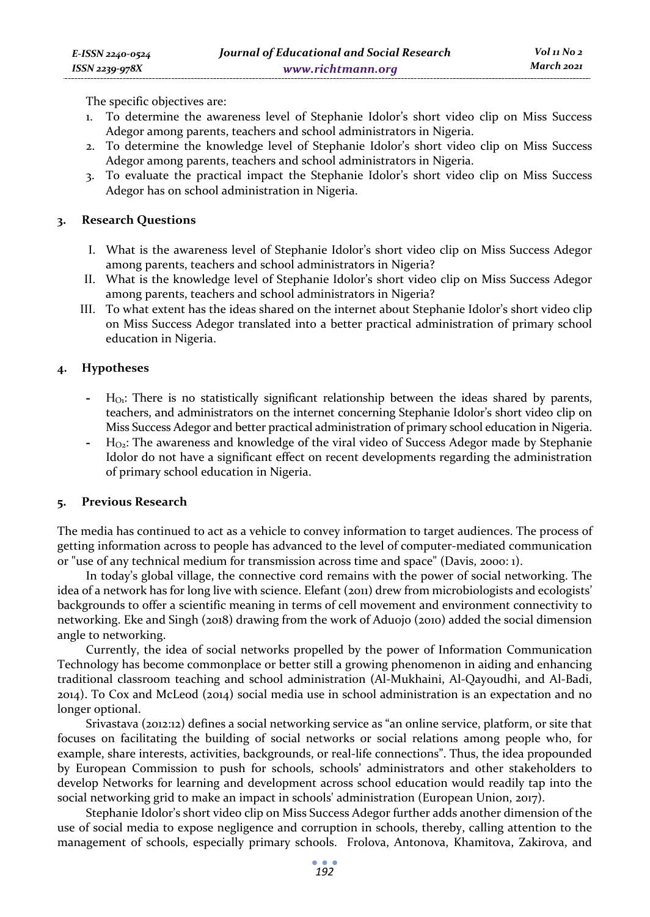The specific objectives are:

1. To determine the awareness level of Stephanie Idolor's short video clip on Miss Success Adegor among parents, teachers and school administrators in Nigeria.
2. To determine the knowledge level of Stephanie Idolor's short video clip on Miss Success Adegor among parents, teachers and school administrators in Nigeria.
3. To evaluate the practical impact the Stephanie Idolor's short video clip on Miss Success Adegor has on school administration in Nigeria.

## 3. Research Questions

I. What is the awareness level of Stephanie Idolor's short video clip on Miss Success Adegor among parents, teachers and school administrators in Nigeria?

II. What is the knowledge level of Stephanie Idolor's short video clip on Miss Success Adegor among parents, teachers and school administrators in Nigeria?

III. To what extent has the ideas shared on the internet about Stephanie Idolor's short video clip on Miss Success Adegor translated into a better practical administration of primary school education in Nigeria.

## 4. Hypotheses

- $H_{O1}$: There is no statistically significant relationship between the ideas shared by parents, teachers, and administrators on the internet concerning Stephanie Idolor's short video clip on Miss Success Adegor and better practical administration of primary school education in Nigeria.
- $H_{O2}$: The awareness and knowledge of the viral video of Success Adegor made by Stephanie Idolor do not have a significant effect on recent developments regarding the administration of primary school education in Nigeria.

## 5. Previous Research

The media has continued to act as a vehicle to convey information to target audiences. The process of getting information across to people has advanced to the level of computer-mediated communication or "use of any technical medium for transmission across time and space" (Davis, 2000: 1).

In today's global village, the connective cord remains with the power of social networking. The idea of a network has for long live with science. Elefant (2011) drew from microbiologists and ecologists' backgrounds to offer a scientific meaning in terms of cell movement and environment connectivity to networking. Eke and Singh (2018) drawing from the work of Aduojo (2010) added the social dimension angle to networking.

Currently, the idea of social networks propelled by the power of Information Communication Technology has become commonplace or better still a growing phenomenon in aiding and enhancing traditional classroom teaching and school administration (Al-Mukhaini, Al-Qayoudhi, and Al-Badi, 2014). To Cox and McLeod (2014) social media use in school administration is an expectation and no longer optional.

Srivastava (2012:12) defines a social networking service as "an online service, platform, or site that focuses on facilitating the building of social networks or social relations among people who, for example, share interests, activities, backgrounds, or real-life connections". Thus, the idea propounded by European Commission to push for schools, schools' administrators and other stakeholders to develop Networks for learning and development across school education would readily tap into the social networking grid to make an impact in schools' administration (European Union, 2017).

Stephanie Idolor's short video clip on Miss Success Adegor further adds another dimension of the use of social media to expose negligence and corruption in schools, thereby, calling attention to the management of schools, especially primary schools. Frolova, Antonova, Khamitova, Zakirova, and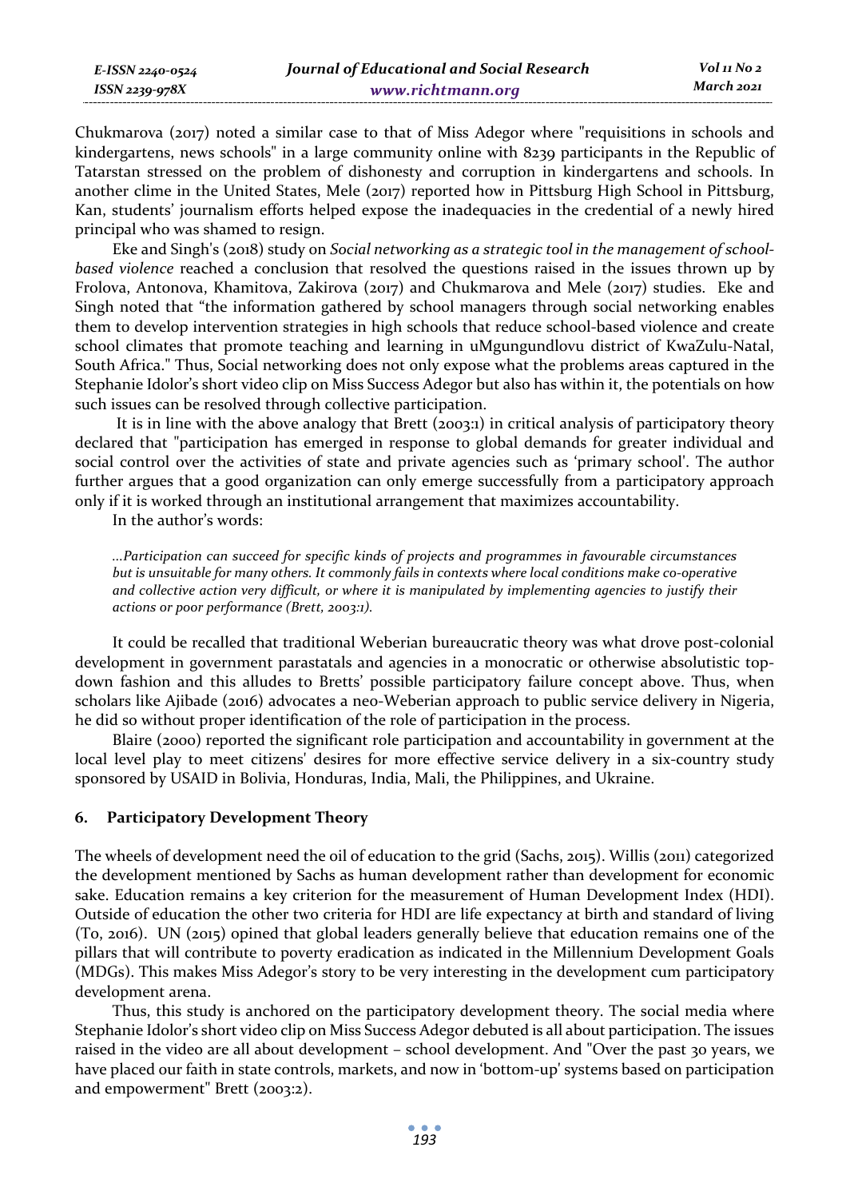Chukmarova (2017) noted a similar case to that of Miss Adegor where "requisitions in schools and kindergartens, news schools" in a large community online with 8239 participants in the Republic of Tatarstan stressed on the problem of dishonesty and corruption in kindergartens and schools. In another clime in the United States, Mele (2017) reported how in Pittsburg High School in Pittsburg, Kan, students' journalism efforts helped expose the inadequacies in the credential of a newly hired principal who was shamed to resign.

Eke and Singh's (2018) study on *Social networking as a strategic tool in the management of school-based violence* reached a conclusion that resolved the questions raised in the issues thrown up by Frolova, Antonova, Khamitova, Zakirova (2017) and Chukmarova and Mele (2017) studies. Eke and Singh noted that "the information gathered by school managers through social networking enables them to develop intervention strategies in high schools that reduce school-based violence and create school climates that promote teaching and learning in uMgungundlovu district of KwaZulu-Natal, South Africa." Thus, Social networking does not only expose what the problems areas captured in the Stephanie Idolor's short video clip on Miss Success Adegor but also has within it, the potentials on how such issues can be resolved through collective participation.

It is in line with the above analogy that Brett (2003:1) in critical analysis of participatory theory declared that "participation has emerged in response to global demands for greater individual and social control over the activities of state and private agencies such as 'primary school'. The author further argues that a good organization can only emerge successfully from a participatory approach only if it is worked through an institutional arrangement that maximizes accountability.

In the author's words:

> *...Participation can succeed for specific kinds of projects and programmes in favourable circumstances but is unsuitable for many others. It commonly fails in contexts where local conditions make co-operative and collective action very difficult, or where it is manipulated by implementing agencies to justify their actions or poor performance (Brett, 2003:1).*

It could be recalled that traditional Weberian bureaucratic theory was what drove post-colonial development in government parastatals and agencies in a monocratic or otherwise absolutistic top-down fashion and this alludes to Bretts' possible participatory failure concept above. Thus, when scholars like Ajibade (2016) advocates a neo-Weberian approach to public service delivery in Nigeria, he did so without proper identification of the role of participation in the process.

Blaire (2000) reported the significant role participation and accountability in government at the local level play to meet citizens' desires for more effective service delivery in a six-country study sponsored by USAID in Bolivia, Honduras, India, Mali, the Philippines, and Ukraine.

## 6. Participatory Development Theory

The wheels of development need the oil of education to the grid (Sachs, 2015). Willis (2011) categorized the development mentioned by Sachs as human development rather than development for economic sake. Education remains a key criterion for the measurement of Human Development Index (HDI). Outside of education the other two criteria for HDI are life expectancy at birth and standard of living (To, 2016). UN (2015) opined that global leaders generally believe that education remains one of the pillars that will contribute to poverty eradication as indicated in the Millennium Development Goals (MDGs). This makes Miss Adegor's story to be very interesting in the development cum participatory development arena.

Thus, this study is anchored on the participatory development theory. The social media where Stephanie Idolor's short video clip on Miss Success Adegor debuted is all about participation. The issues raised in the video are all about development – school development. And "Over the past 30 years, we have placed our faith in state controls, markets, and now in 'bottom-up' systems based on participation and empowerment" Brett (2003:2).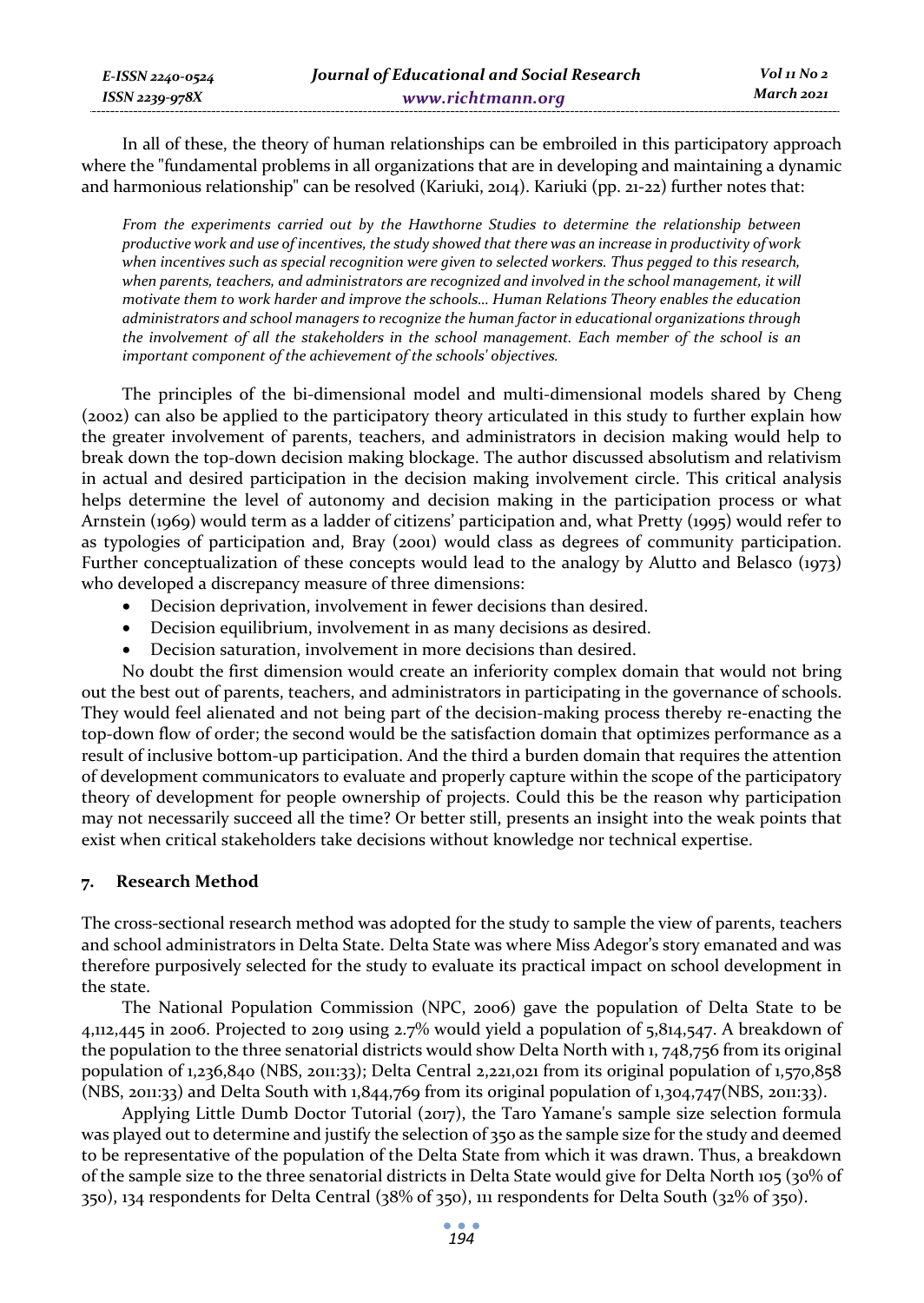In all of these, the theory of human relationships can be embroiled in this participatory approach where the "fundamental problems in all organizations that are in developing and maintaining a dynamic and harmonious relationship" can be resolved (Kariuki, 2014). Kariuki (pp. 21-22) further notes that:

> *From the experiments carried out by the Hawthorne Studies to determine the relationship between productive work and use of incentives, the study showed that there was an increase in productivity of work when incentives such as special recognition were given to selected workers. Thus pegged to this research, when parents, teachers, and administrators are recognized and involved in the school management, it will motivate them to work harder and improve the schools... Human Relations Theory enables the education administrators and school managers to recognize the human factor in educational organizations through the involvement of all the stakeholders in the school management. Each member of the school is an important component of the achievement of the schools' objectives.*

The principles of the bi-dimensional model and multi-dimensional models shared by Cheng (2002) can also be applied to the participatory theory articulated in this study to further explain how the greater involvement of parents, teachers, and administrators in decision making would help to break down the top-down decision making blockage. The author discussed absolutism and relativism in actual and desired participation in the decision making involvement circle. This critical analysis helps determine the level of autonomy and decision making in the participation process or what Arnstein (1969) would term as a ladder of citizens' participation and, what Pretty (1995) would refer to as typologies of participation and, Bray (2001) would class as degrees of community participation. Further conceptualization of these concepts would lead to the analogy by Alutto and Belasco (1973) who developed a discrepancy measure of three dimensions:

- Decision deprivation, involvement in fewer decisions than desired.
- Decision equilibrium, involvement in as many decisions as desired.
- Decision saturation, involvement in more decisions than desired.

No doubt the first dimension would create an inferiority complex domain that would not bring out the best out of parents, teachers, and administrators in participating in the governance of schools. They would feel alienated and not being part of the decision-making process thereby re-enacting the top-down flow of order; the second would be the satisfaction domain that optimizes performance as a result of inclusive bottom-up participation. And the third a burden domain that requires the attention of development communicators to evaluate and properly capture within the scope of the participatory theory of development for people ownership of projects. Could this be the reason why participation may not necessarily succeed all the time? Or better still, presents an insight into the weak points that exist when critical stakeholders take decisions without knowledge nor technical expertise.

## 7. Research Method

The cross-sectional research method was adopted for the study to sample the view of parents, teachers and school administrators in Delta State. Delta State was where Miss Adegor's story emanated and was therefore purposively selected for the study to evaluate its practical impact on school development in the state.

The National Population Commission (NPC, 2006) gave the population of Delta State to be 4,112,445 in 2006. Projected to 2019 using 2.7% would yield a population of 5,814,547. A breakdown of the population to the three senatorial districts would show Delta North with 1, 748,756 from its original population of 1,236,840 (NBS, 2011:33); Delta Central 2,221,021 from its original population of 1,570,858 (NBS, 2011:33) and Delta South with 1,844,769 from its original population of 1,304,747(NBS, 2011:33).

Applying Little Dumb Doctor Tutorial (2017), the Taro Yamane's sample size selection formula was played out to determine and justify the selection of 350 as the sample size for the study and deemed to be representative of the population of the Delta State from which it was drawn. Thus, a breakdown of the sample size to the three senatorial districts in Delta State would give for Delta North 105 (30% of 350), 134 respondents for Delta Central (38% of 350), 111 respondents for Delta South (32% of 350).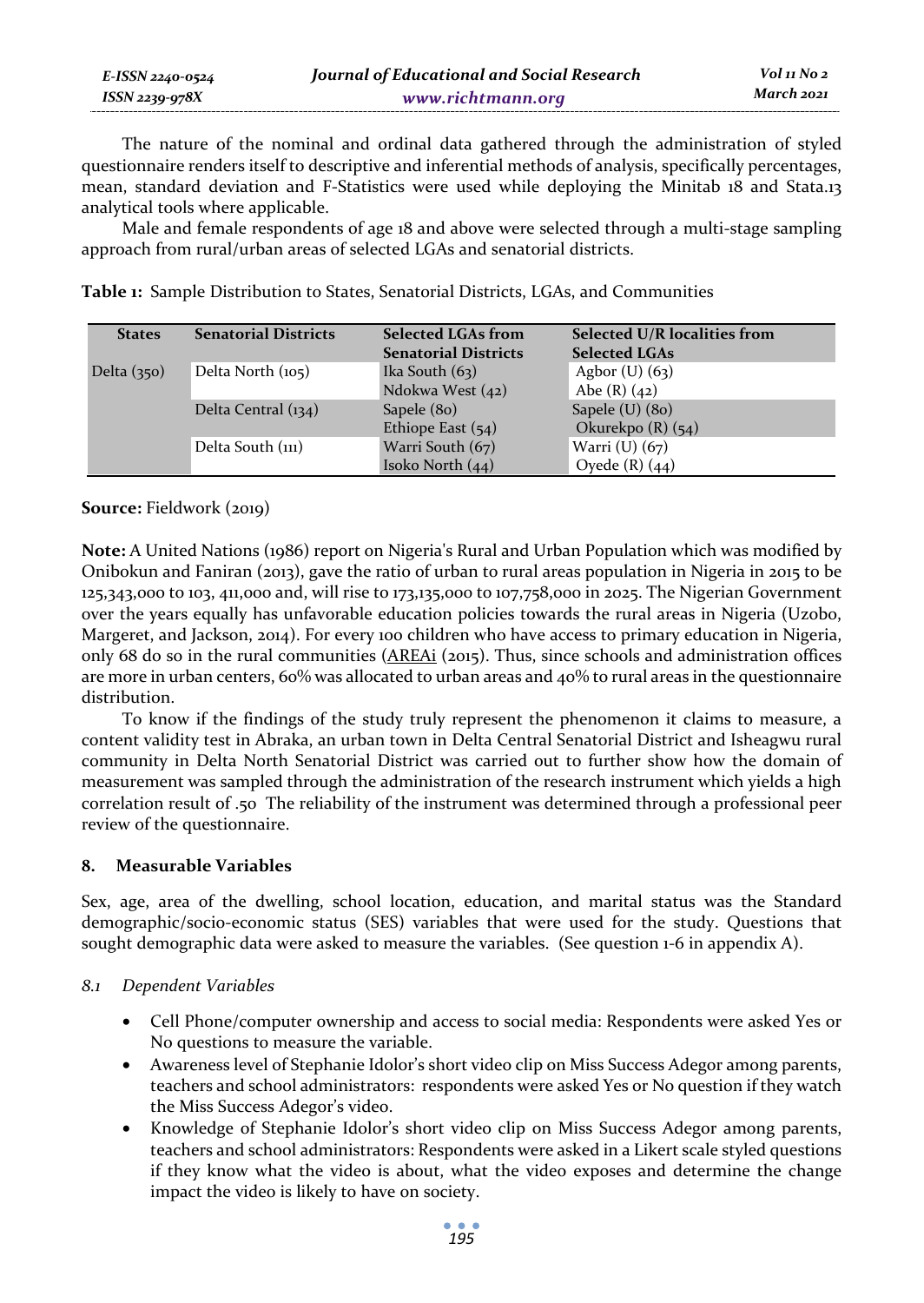The nature of the nominal and ordinal data gathered through the administration of styled questionnaire renders itself to descriptive and inferential methods of analysis, specifically percentages, mean, standard deviation and F-Statistics were used while deploying the Minitab 18 and Stata.13 analytical tools where applicable.

Male and female respondents of age 18 and above were selected through a multi-stage sampling approach from rural/urban areas of selected LGAs and senatorial districts.

**Table 1:** Sample Distribution to States, Senatorial Districts, LGAs, and Communities

| States | Senatorial Districts | Selected LGAs from Senatorial Districts | Selected U/R localities from Selected LGAs |
|---|---|---|---|
| Delta (350) | Delta North (105) | Ika South (63) | Agbor (U) (63) |
| | | Ndokwa West (42) | Abe (R) (42) |
| | Delta Central (134) | Sapele (80) | Sapele (U) (80) |
| | | Ethiope East (54) | Okurekpo (R) (54) |
| | Delta South (111) | Warri South (67) | Warri (U) (67) |
| | | Isoko North (44) | Oyede (R) (44) |

**Source:** Fieldwork (2019)

**Note:** A United Nations (1986) report on Nigeria's Rural and Urban Population which was modified by Onibokun and Faniran (2013), gave the ratio of urban to rural areas population in Nigeria in 2015 to be 125,343,000 to 103, 411,000 and, will rise to 173,135,000 to 107,758,000 in 2025. The Nigerian Government over the years equally has unfavorable education policies towards the rural areas in Nigeria (Uzobo, Margeret, and Jackson, 2014). For every 100 children who have access to primary education in Nigeria, only 68 do so in the rural communities (AREAi (2015). Thus, since schools and administration offices are more in urban centers, 60% was allocated to urban areas and 40% to rural areas in the questionnaire distribution.

To know if the findings of the study truly represent the phenomenon it claims to measure, a content validity test in Abraka, an urban town in Delta Central Senatorial District and Isheagwu rural community in Delta North Senatorial District was carried out to further show how the domain of measurement was sampled through the administration of the research instrument which yields a high correlation result of .50 The reliability of the instrument was determined through a professional peer review of the questionnaire.

## 8. Measurable Variables

Sex, age, area of the dwelling, school location, education, and marital status was the Standard demographic/socio-economic status (SES) variables that were used for the study. Questions that sought demographic data were asked to measure the variables. (See question 1-6 in appendix A).

### *8.1 Dependent Variables*

- Cell Phone/computer ownership and access to social media: Respondents were asked Yes or No questions to measure the variable.
- Awareness level of Stephanie Idolor's short video clip on Miss Success Adegor among parents, teachers and school administrators: respondents were asked Yes or No question if they watch the Miss Success Adegor's video.
- Knowledge of Stephanie Idolor's short video clip on Miss Success Adegor among parents, teachers and school administrators: Respondents were asked in a Likert scale styled questions if they know what the video is about, what the video exposes and determine the change impact the video is likely to have on society.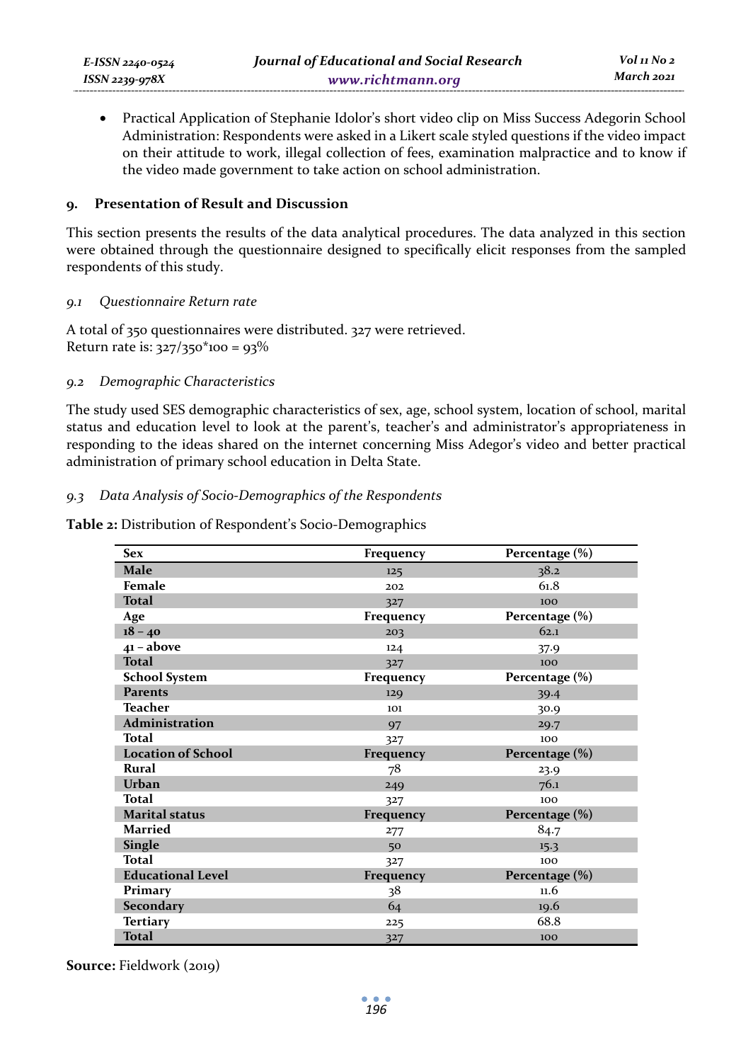- Practical Application of Stephanie Idolor's short video clip on Miss Success Adegorin School Administration: Respondents were asked in a Likert scale styled questions if the video impact on their attitude to work, illegal collection of fees, examination malpractice and to know if the video made government to take action on school administration.

## 9. Presentation of Result and Discussion

This section presents the results of the data analytical procedures. The data analyzed in this section were obtained through the questionnaire designed to specifically elicit responses from the sampled respondents of this study.

### *9.1 Questionnaire Return rate*

A total of 350 questionnaires were distributed. 327 were retrieved.
Return rate is: 327/350*100 = 93%

### *9.2 Demographic Characteristics*

The study used SES demographic characteristics of sex, age, school system, location of school, marital status and education level to look at the parent's, teacher's and administrator's appropriateness in responding to the ideas shared on the internet concerning Miss Adegor's video and better practical administration of primary school education in Delta State.

### *9.3 Data Analysis of Socio-Demographics of the Respondents*

**Table 2:** Distribution of Respondent's Socio-Demographics

| Sex | Frequency | Percentage (%) |
|---|---|---|
| **Male** | 125 | 38.2 |
| **Female** | 202 | 61.8 |
| **Total** | 327 | 100 |
| **Age** | **Frequency** | **Percentage (%)** |
| **18 – 40** | 203 | 62.1 |
| **41 – above** | 124 | 37.9 |
| **Total** | 327 | 100 |
| **School System** | **Frequency** | **Percentage (%)** |
| **Parents** | 129 | 39.4 |
| **Teacher** | 101 | 30.9 |
| **Administration** | 97 | 29.7 |
| **Total** | 327 | 100 |
| **Location of School** | **Frequency** | **Percentage (%)** |
| **Rural** | 78 | 23.9 |
| **Urban** | 249 | 76.1 |
| **Total** | 327 | 100 |
| **Marital status** | **Frequency** | **Percentage (%)** |
| **Married** | 277 | 84.7 |
| **Single** | 50 | 15.3 |
| **Total** | 327 | 100 |
| **Educational Level** | **Frequency** | **Percentage (%)** |
| **Primary** | 38 | 11.6 |
| **Secondary** | 64 | 19.6 |
| **Tertiary** | 225 | 68.8 |
| **Total** | 327 | 100 |

**Source:** Fieldwork (2019)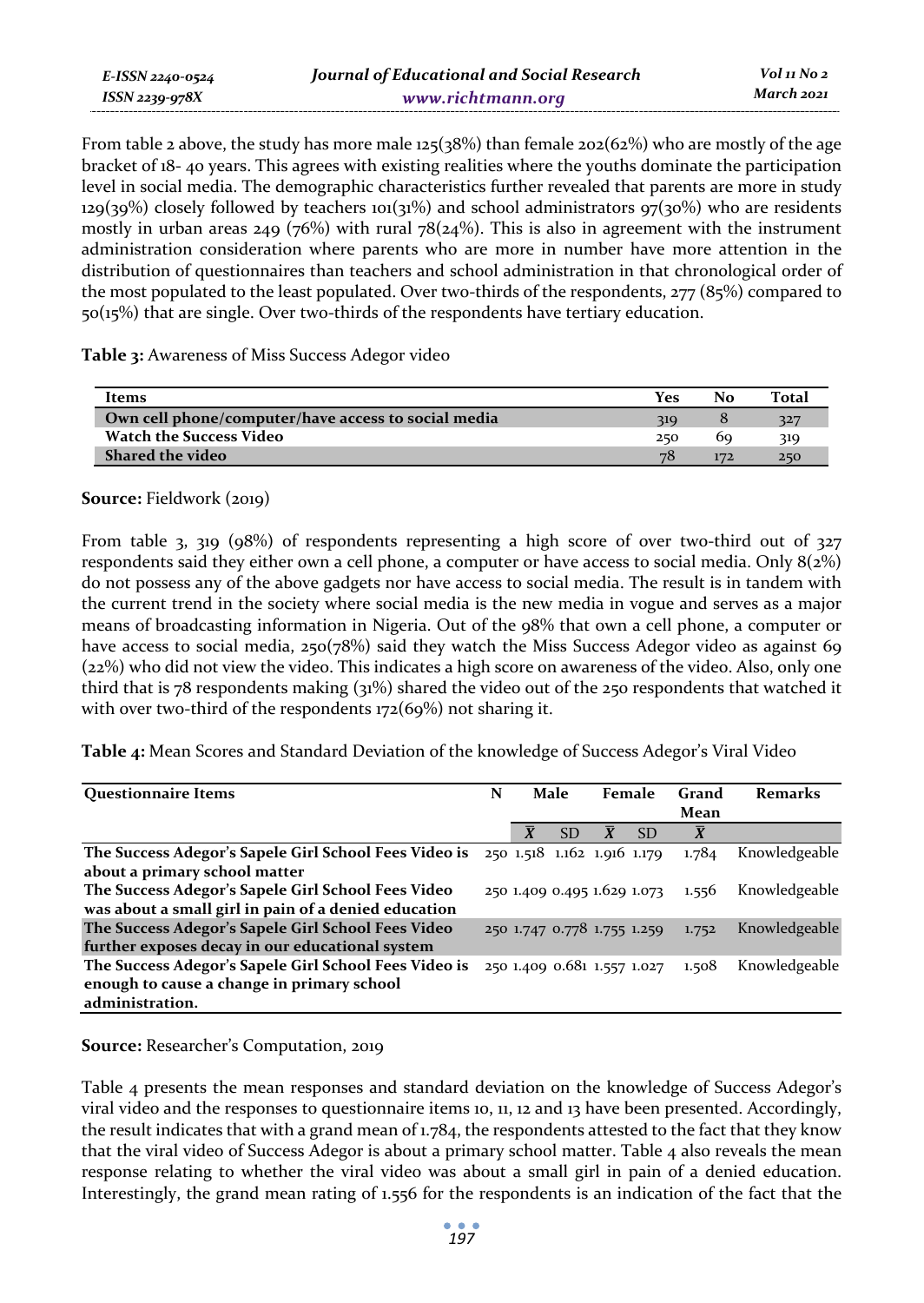From table 2 above, the study has more male 125(38%) than female 202(62%) who are mostly of the age bracket of 18- 40 years. This agrees with existing realities where the youths dominate the participation level in social media. The demographic characteristics further revealed that parents are more in study 129(39%) closely followed by teachers 101(31%) and school administrators 97(30%) who are residents mostly in urban areas 249 (76%) with rural 78(24%). This is also in agreement with the instrument administration consideration where parents who are more in number have more attention in the distribution of questionnaires than teachers and school administration in that chronological order of the most populated to the least populated. Over two-thirds of the respondents, 277 (85%) compared to 50(15%) that are single. Over two-thirds of the respondents have tertiary education.

**Table 3:** Awareness of Miss Success Adegor video

| Items | Yes | No | Total |
|---|---|---|---|
| **Own cell phone/computer/have access to social media** | 319 | 8 | 327 |
| **Watch the Success Video** | 250 | 69 | 319 |
| **Shared the video** | 78 | 172 | 250 |

**Source:** Fieldwork (2019)

From table 3, 319 (98%) of respondents representing a high score of over two-third out of 327 respondents said they either own a cell phone, a computer or have access to social media. Only 8(2%) do not possess any of the above gadgets nor have access to social media. The result is in tandem with the current trend in the society where social media is the new media in vogue and serves as a major means of broadcasting information in Nigeria. Out of the 98% that own a cell phone, a computer or have access to social media, 250(78%) said they watch the Miss Success Adegor video as against 69 (22%) who did not view the video. This indicates a high score on awareness of the video. Also, only one third that is 78 respondents making (31%) shared the video out of the 250 respondents that watched it with over two-third of the respondents 172(69%) not sharing it.

**Table 4:** Mean Scores and Standard Deviation of the knowledge of Success Adegor's Viral Video

| Questionnaire Items | N | Male | | Female | | Grand Mean | Remarks |
|---|---|---|---|---|---|---|---|
| | | $\bar{X}$ | SD | $\bar{X}$ | SD | $\bar{X}$ | |
| **The Success Adegor's Sapele Girl School Fees Video is about a primary school matter** | 250 | 1.518 | 1.162 | 1.916 | 1.179 | 1.784 | Knowledgeable |
| **The Success Adegor's Sapele Girl School Fees Video was about a small girl in pain of a denied education** | 250 | 1.409 | 0.495 | 1.629 | 1.073 | 1.556 | Knowledgeable |
| **The Success Adegor's Sapele Girl School Fees Video further exposes decay in our educational system** | 250 | 1.747 | 0.778 | 1.755 | 1.259 | 1.752 | Knowledgeable |
| **The Success Adegor's Sapele Girl School Fees Video is enough to cause a change in primary school administration.** | 250 | 1.409 | 0.681 | 1.557 | 1.027 | 1.508 | Knowledgeable |

**Source:** Researcher's Computation, 2019

Table 4 presents the mean responses and standard deviation on the knowledge of Success Adegor's viral video and the responses to questionnaire items 10, 11, 12 and 13 have been presented. Accordingly, the result indicates that with a grand mean of 1.784, the respondents attested to the fact that they know that the viral video of Success Adegor is about a primary school matter. Table 4 also reveals the mean response relating to whether the viral video was about a small girl in pain of a denied education. Interestingly, the grand mean rating of 1.556 for the respondents is an indication of the fact that the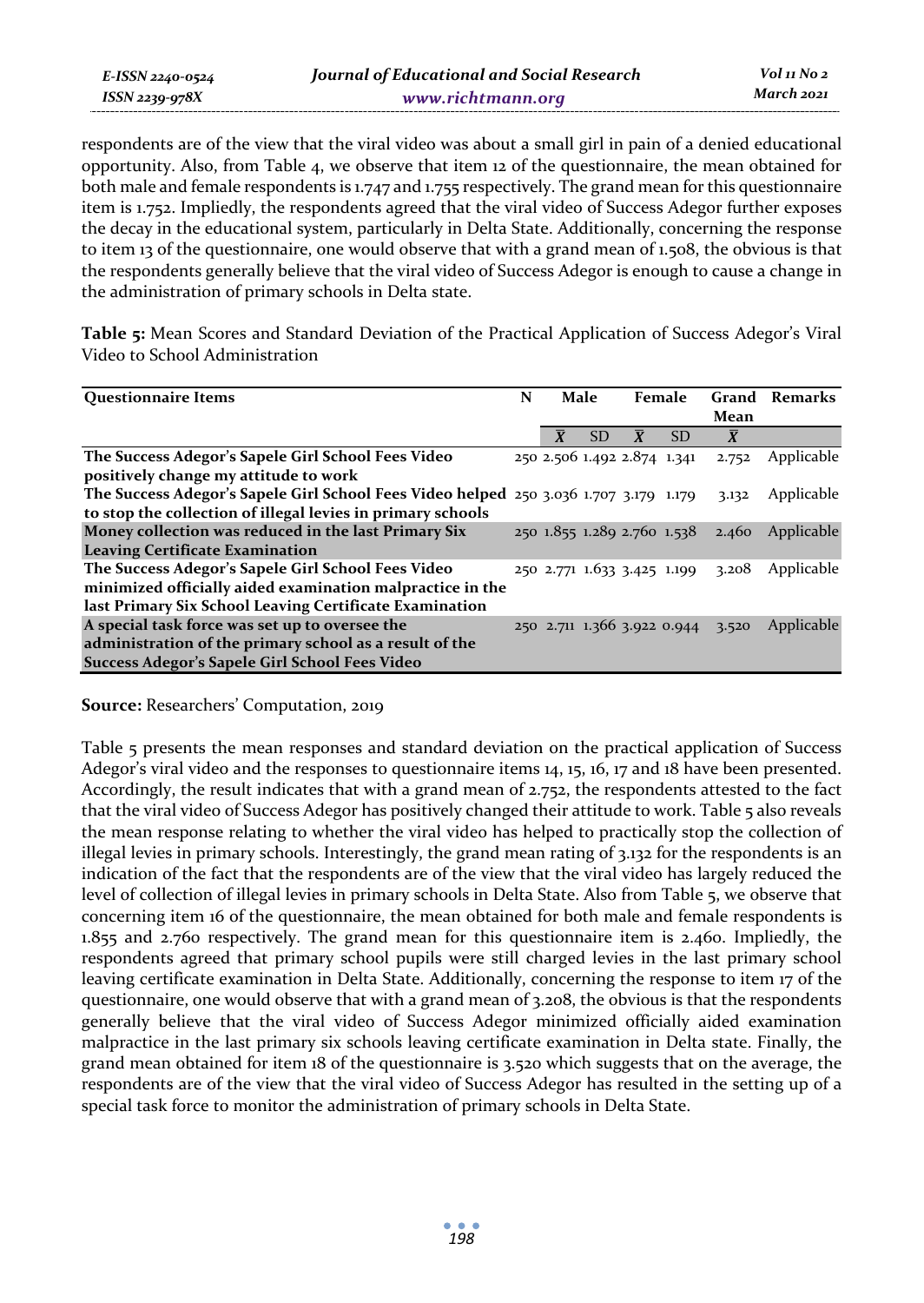respondents are of the view that the viral video was about a small girl in pain of a denied educational opportunity. Also, from Table 4, we observe that item 12 of the questionnaire, the mean obtained for both male and female respondents is 1.747 and 1.755 respectively. The grand mean for this questionnaire item is 1.752. Impliedly, the respondents agreed that the viral video of Success Adegor further exposes the decay in the educational system, particularly in Delta State. Additionally, concerning the response to item 13 of the questionnaire, one would observe that with a grand mean of 1.508, the obvious is that the respondents generally believe that the viral video of Success Adegor is enough to cause a change in the administration of primary schools in Delta state.

**Table 5:** Mean Scores and Standard Deviation of the Practical Application of Success Adegor's Viral Video to School Administration

| Questionnaire Items | N | Male | | Female | | Grand Mean | Remarks |
|---|---|---|---|---|---|---|---|
| | | $\bar{X}$ | SD | $\bar{X}$ | SD | $\bar{X}$ | |
| **The Success Adegor's Sapele Girl School Fees Video positively change my attitude to work** | 250 | 2.506 | 1.492 | 2.874 | 1.341 | 2.752 | Applicable |
| **The Success Adegor's Sapele Girl School Fees Video helped to stop the collection of illegal levies in primary schools** | 250 | 3.036 | 1.707 | 3.179 | 1.179 | 3.132 | Applicable |
| **Money collection was reduced in the last Primary Six Leaving Certificate Examination** | 250 | 1.855 | 1.289 | 2.760 | 1.538 | 2.460 | Applicable |
| **The Success Adegor's Sapele Girl School Fees Video minimized officially aided examination malpractice in the last Primary Six School Leaving Certificate Examination** | 250 | 2.771 | 1.633 | 3.425 | 1.199 | 3.208 | Applicable |
| **A special task force was set up to oversee the administration of the primary school as a result of the Success Adegor's Sapele Girl School Fees Video** | 250 | 2.711 | 1.366 | 3.922 | 0.944 | 3.520 | Applicable |

**Source:** Researchers' Computation, 2019

Table 5 presents the mean responses and standard deviation on the practical application of Success Adegor's viral video and the responses to questionnaire items 14, 15, 16, 17 and 18 have been presented. Accordingly, the result indicates that with a grand mean of 2.752, the respondents attested to the fact that the viral video of Success Adegor has positively changed their attitude to work. Table 5 also reveals the mean response relating to whether the viral video has helped to practically stop the collection of illegal levies in primary schools. Interestingly, the grand mean rating of 3.132 for the respondents is an indication of the fact that the respondents are of the view that the viral video has largely reduced the level of collection of illegal levies in primary schools in Delta State. Also from Table 5, we observe that concerning item 16 of the questionnaire, the mean obtained for both male and female respondents is 1.855 and 2.760 respectively. The grand mean for this questionnaire item is 2.460. Impliedly, the respondents agreed that primary school pupils were still charged levies in the last primary school leaving certificate examination in Delta State. Additionally, concerning the response to item 17 of the questionnaire, one would observe that with a grand mean of 3.208, the obvious is that the respondents generally believe that the viral video of Success Adegor minimized officially aided examination malpractice in the last primary six schools leaving certificate examination in Delta state. Finally, the grand mean obtained for item 18 of the questionnaire is 3.520 which suggests that on the average, the respondents are of the view that the viral video of Success Adegor has resulted in the setting up of a special task force to monitor the administration of primary schools in Delta State.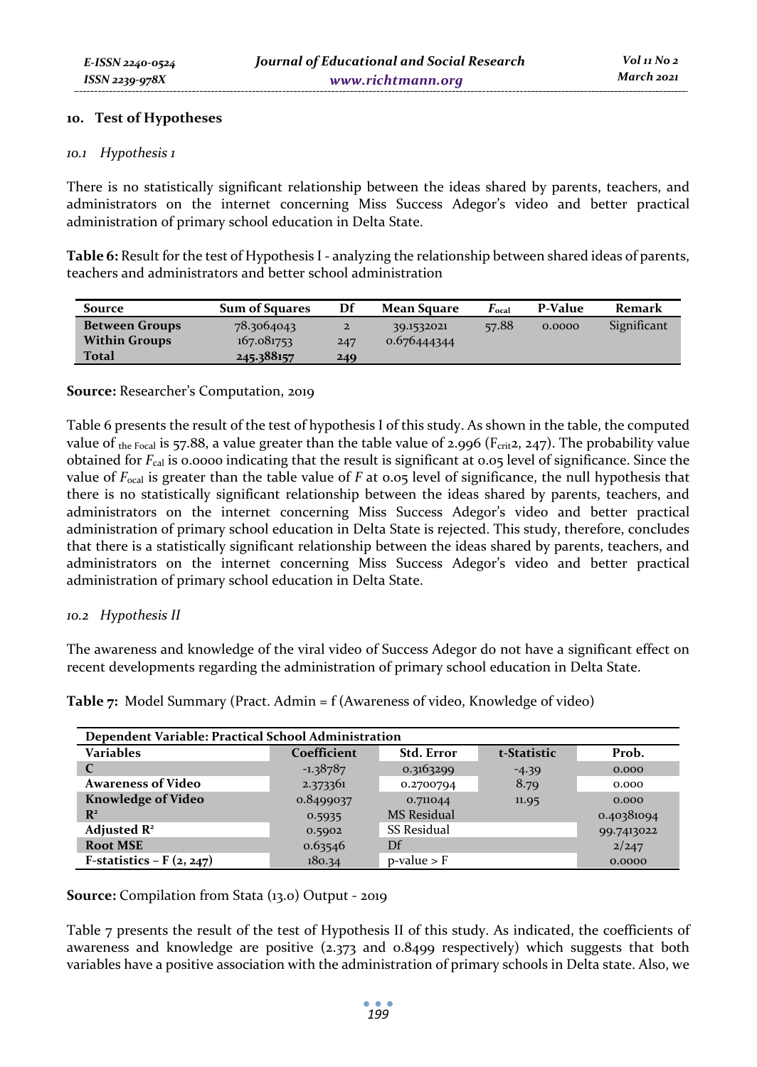## 10. Test of Hypotheses

### *10.1 Hypothesis 1*

There is no statistically significant relationship between the ideas shared by parents, teachers, and administrators on the internet concerning Miss Success Adegor's video and better practical administration of primary school education in Delta State.

**Table 6:** Result for the test of Hypothesis I - analyzing the relationship between shared ideas of parents, teachers and administrators and better school administration

| Source | Sum of Squares | Df | Mean Square | $F_{ocal}$ | P-Value | Remark |
|---|---|---|---|---|---|---|
| **Between Groups** | 78.3064043 | 2 | 39.1532021 | 57.88 | 0.0000 | Significant |
| **Within Groups** | 167.081753 | 247 | 0.676444344 | | | |
| **Total** | 245.388157 | 249 | | | | |

**Source:** Researcher's Computation, 2019

Table 6 presents the result of the test of hypothesis I of this study. As shown in the table, the computed value of $_{\text{the Focal}}$ is 57.88, a value greater than the table value of 2.996 ($F_{crit}$2, 247). The probability value obtained for $F_{cal}$ is 0.0000 indicating that the result is significant at 0.05 level of significance. Since the value of $F_{ocal}$ is greater than the table value of $F$ at 0.05 level of significance, the null hypothesis that there is no statistically significant relationship between the ideas shared by parents, teachers, and administrators on the internet concerning Miss Success Adegor's video and better practical administration of primary school education in Delta State is rejected. This study, therefore, concludes that there is a statistically significant relationship between the ideas shared by parents, teachers, and administrators on the internet concerning Miss Success Adegor's video and better practical administration of primary school education in Delta State.

### *10.2 Hypothesis II*

The awareness and knowledge of the viral video of Success Adegor do not have a significant effect on recent developments regarding the administration of primary school education in Delta State.

**Table 7:** Model Summary (Pract. Admin = f (Awareness of video, Knowledge of video)

| Dependent Variable: Practical School Administration | | | | |
|---|---|---|---|---|
| **Variables** | **Coefficient** | **Std. Error** | **t-Statistic** | **Prob.** |
| **C** | -1.38787 | 0.3163299 | -4.39 | 0.000 |
| **Awareness of Video** | 2.373361 | 0.2700794 | 8.79 | 0.000 |
| **Knowledge of Video** | 0.8499037 | 0.711044 | 11.95 | 0.000 |
| **$R^2$** | 0.5935 | MS Residual | | 0.40381094 |
| **Adjusted $R^2$** | 0.5902 | SS Residual | | 99.7413022 |
| **Root MSE** | 0.63546 | Df | | 2/247 |
| **F-statistics – F (2, 247)** | 180.34 | p-value > F | | 0.0000 |

**Source:** Compilation from Stata (13.0) Output - 2019

Table 7 presents the result of the test of Hypothesis II of this study. As indicated, the coefficients of awareness and knowledge are positive (2.373 and 0.8499 respectively) which suggests that both variables have a positive association with the administration of primary schools in Delta state. Also, we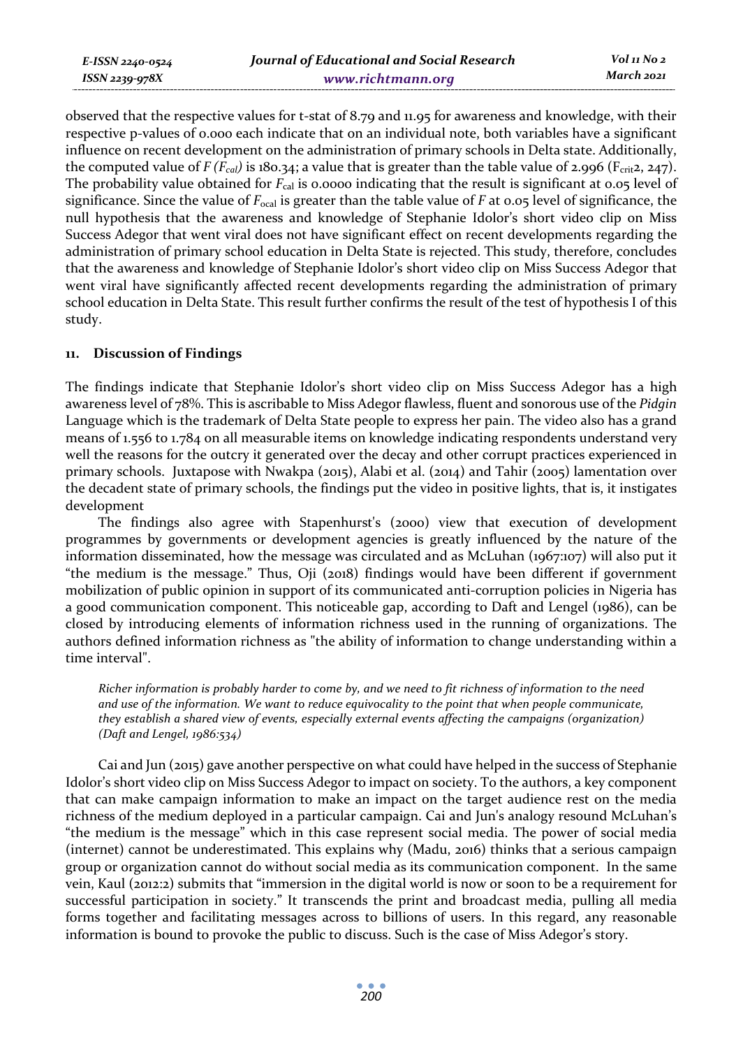observed that the respective values for t-stat of 8.79 and 11.95 for awareness and knowledge, with their respective p-values of 0.000 each indicate that on an individual note, both variables have a significant influence on recent development on the administration of primary schools in Delta state. Additionally, the computed value of $F$ ($F_{cal}$) is 180.34; a value that is greater than the table value of 2.996 ($F_{crit}$2, 247). The probability value obtained for $F_{cal}$ is 0.0000 indicating that the result is significant at 0.05 level of significance. Since the value of $F_{ocal}$ is greater than the table value of $F$ at 0.05 level of significance, the null hypothesis that the awareness and knowledge of Stephanie Idolor's short video clip on Miss Success Adegor that went viral does not have significant effect on recent developments regarding the administration of primary school education in Delta State is rejected. This study, therefore, concludes that the awareness and knowledge of Stephanie Idolor's short video clip on Miss Success Adegor that went viral have significantly affected recent developments regarding the administration of primary school education in Delta State. This result further confirms the result of the test of hypothesis I of this study.

## 11. Discussion of Findings

The findings indicate that Stephanie Idolor's short video clip on Miss Success Adegor has a high awareness level of 78%. This is ascribable to Miss Adegor flawless, fluent and sonorous use of the *Pidgin* Language which is the trademark of Delta State people to express her pain. The video also has a grand means of 1.556 to 1.784 on all measurable items on knowledge indicating respondents understand very well the reasons for the outcry it generated over the decay and other corrupt practices experienced in primary schools. Juxtapose with Nwakpa (2015), Alabi et al. (2014) and Tahir (2005) lamentation over the decadent state of primary schools, the findings put the video in positive lights, that is, it instigates development

The findings also agree with Stapenhurst's (2000) view that execution of development programmes by governments or development agencies is greatly influenced by the nature of the information disseminated, how the message was circulated and as McLuhan (1967:107) will also put it "the medium is the message." Thus, Oji (2018) findings would have been different if government mobilization of public opinion in support of its communicated anti-corruption policies in Nigeria has a good communication component. This noticeable gap, according to Daft and Lengel (1986), can be closed by introducing elements of information richness used in the running of organizations. The authors defined information richness as "the ability of information to change understanding within a time interval".

> *Richer information is probably harder to come by, and we need to fit richness of information to the need and use of the information. We want to reduce equivocality to the point that when people communicate, they establish a shared view of events, especially external events affecting the campaigns (organization) (Daft and Lengel, 1986:534)*

Cai and Jun (2015) gave another perspective on what could have helped in the success of Stephanie Idolor's short video clip on Miss Success Adegor to impact on society. To the authors, a key component that can make campaign information to make an impact on the target audience rest on the media richness of the medium deployed in a particular campaign. Cai and Jun's analogy resound McLuhan's "the medium is the message" which in this case represent social media. The power of social media (internet) cannot be underestimated. This explains why (Madu, 2016) thinks that a serious campaign group or organization cannot do without social media as its communication component. In the same vein, Kaul (2012:2) submits that "immersion in the digital world is now or soon to be a requirement for successful participation in society." It transcends the print and broadcast media, pulling all media forms together and facilitating messages across to billions of users. In this regard, any reasonable information is bound to provoke the public to discuss. Such is the case of Miss Adegor's story.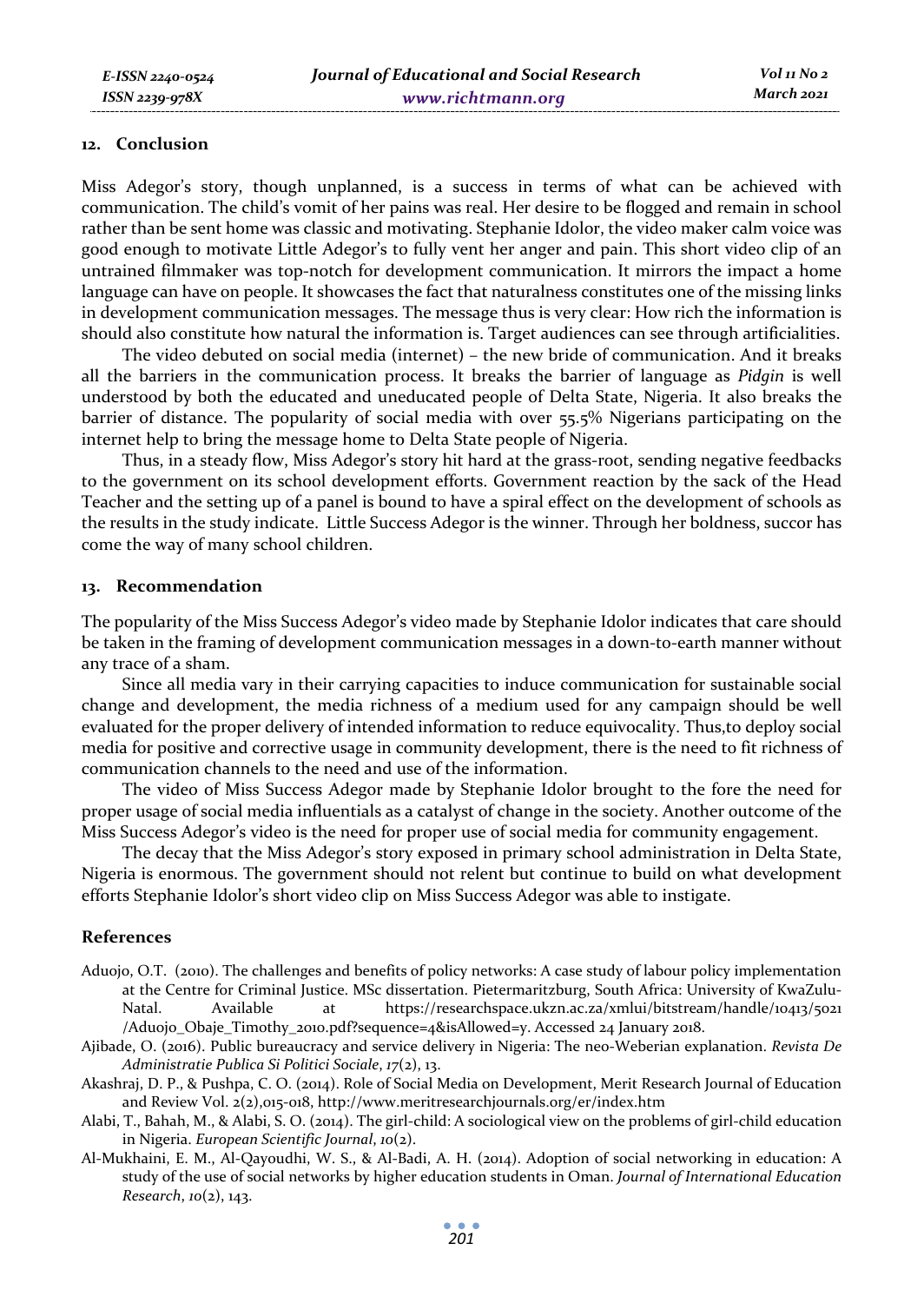## 12. Conclusion

Miss Adegor's story, though unplanned, is a success in terms of what can be achieved with communication. The child's vomit of her pains was real. Her desire to be flogged and remain in school rather than be sent home was classic and motivating. Stephanie Idolor, the video maker calm voice was good enough to motivate Little Adegor's to fully vent her anger and pain. This short video clip of an untrained filmmaker was top-notch for development communication. It mirrors the impact a home language can have on people. It showcases the fact that naturalness constitutes one of the missing links in development communication messages. The message thus is very clear: How rich the information is should also constitute how natural the information is. Target audiences can see through artificialities.

The video debuted on social media (internet) – the new bride of communication. And it breaks all the barriers in the communication process. It breaks the barrier of language as *Pidgin* is well understood by both the educated and uneducated people of Delta State, Nigeria. It also breaks the barrier of distance. The popularity of social media with over 55.5% Nigerians participating on the internet help to bring the message home to Delta State people of Nigeria.

Thus, in a steady flow, Miss Adegor's story hit hard at the grass-root, sending negative feedbacks to the government on its school development efforts. Government reaction by the sack of the Head Teacher and the setting up of a panel is bound to have a spiral effect on the development of schools as the results in the study indicate. Little Success Adegor is the winner. Through her boldness, succor has come the way of many school children.

## 13. Recommendation

The popularity of the Miss Success Adegor's video made by Stephanie Idolor indicates that care should be taken in the framing of development communication messages in a down-to-earth manner without any trace of a sham.

Since all media vary in their carrying capacities to induce communication for sustainable social change and development, the media richness of a medium used for any campaign should be well evaluated for the proper delivery of intended information to reduce equivocality. Thus,to deploy social media for positive and corrective usage in community development, there is the need to fit richness of communication channels to the need and use of the information.

The video of Miss Success Adegor made by Stephanie Idolor brought to the fore the need for proper usage of social media influentials as a catalyst of change in the society. Another outcome of the Miss Success Adegor's video is the need for proper use of social media for community engagement.

The decay that the Miss Adegor's story exposed in primary school administration in Delta State, Nigeria is enormous. The government should not relent but continue to build on what development efforts Stephanie Idolor's short video clip on Miss Success Adegor was able to instigate.

## References

Aduojo, O.T. (2010). The challenges and benefits of policy networks: A case study of labour policy implementation at the Centre for Criminal Justice. MSc dissertation. Pietermaritzburg, South Africa: University of KwaZulu-Natal. Available at https://researchspace.ukzn.ac.za/xmlui/bitstream/handle/10413/5021/Aduojo_Obaje_Timothy_2010.pdf?sequence=4&isAllowed=y. Accessed 24 January 2018.

Ajibade, O. (2016). Public bureaucracy and service delivery in Nigeria: The neo-Weberian explanation. *Revista De Administratie Publica Si Politici Sociale*, *17*(2), 13.

Akashraj, D. P., & Pushpa, C. O. (2014). Role of Social Media on Development, Merit Research Journal of Education and Review Vol. 2(2),015-018, http://www.meritresearchjournals.org/er/index.htm

Alabi, T., Bahah, M., & Alabi, S. O. (2014). The girl-child: A sociological view on the problems of girl-child education in Nigeria. *European Scientific Journal*, *10*(2).

Al-Mukhaini, E. M., Al-Qayoudhi, W. S., & Al-Badi, A. H. (2014). Adoption of social networking in education: A study of the use of social networks by higher education students in Oman. *Journal of International Education Research*, *10*(2), 143.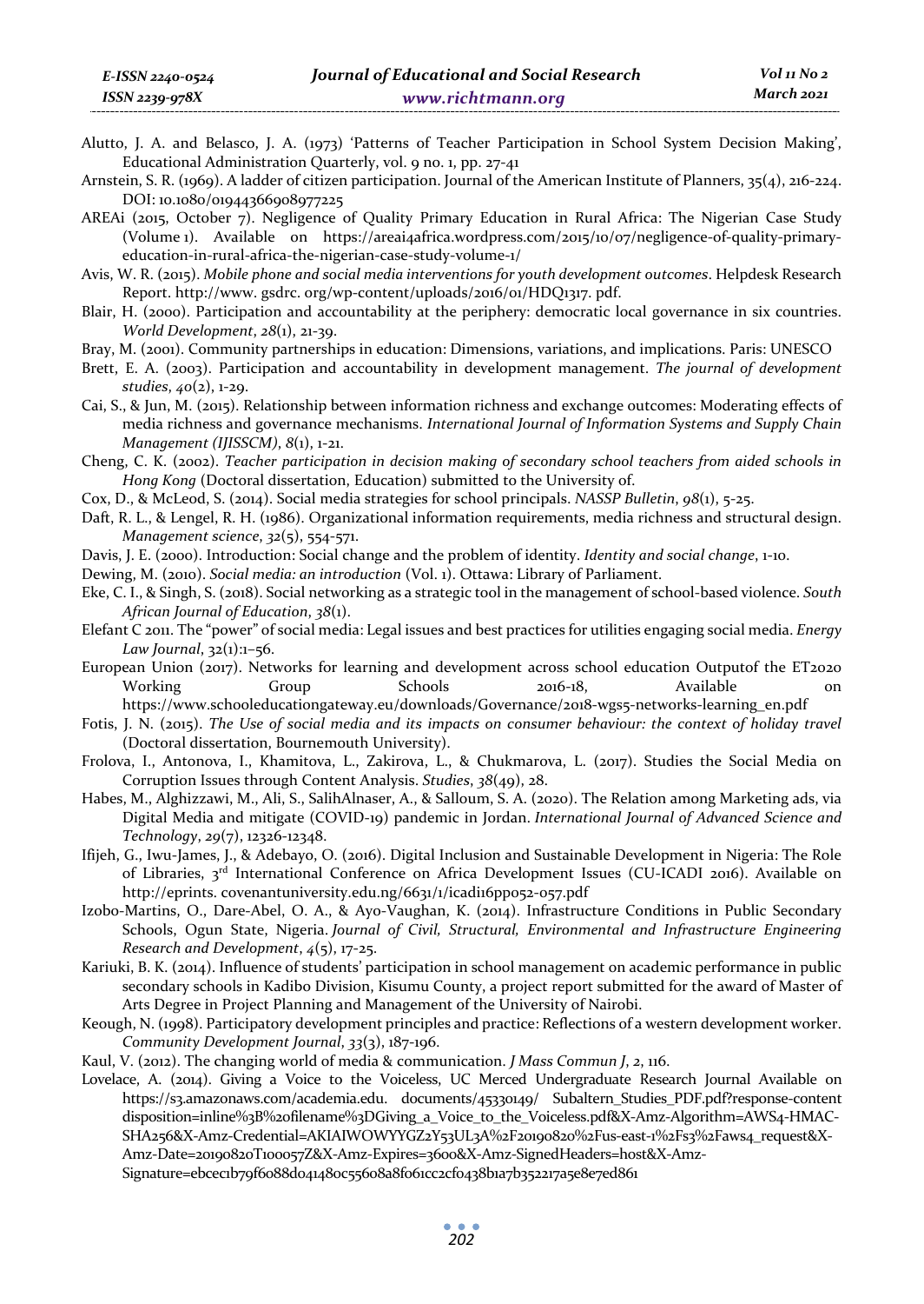Alutto, J. A. and Belasco, J. A. (1973) 'Patterns of Teacher Participation in School System Decision Making', Educational Administration Quarterly, vol. 9 no. 1, pp. 27-41

Arnstein, S. R. (1969). A ladder of citizen participation. Journal of the American Institute of Planners, 35(4), 216-224. DOI: 10.1080/01944366908977225

AREAi (2015, October 7). Negligence of Quality Primary Education in Rural Africa: The Nigerian Case Study (Volume 1). Available on https://areai4africa.wordpress.com/2015/10/07/negligence-of-quality-primary-education-in-rural-africa-the-nigerian-case-study-volume-1/

Avis, W. R. (2015). *Mobile phone and social media interventions for youth development outcomes*. Helpdesk Research Report. http://www. gsdrc. org/wp-content/uploads/2016/01/HDQ1317. pdf.

Blair, H. (2000). Participation and accountability at the periphery: democratic local governance in six countries. *World Development*, *28*(1), 21-39.

Bray, M. (2001). Community partnerships in education: Dimensions, variations, and implications. Paris: UNESCO

Brett, E. A. (2003). Participation and accountability in development management. *The journal of development studies*, *40*(2), 1-29.

Cai, S., & Jun, M. (2015). Relationship between information richness and exchange outcomes: Moderating effects of media richness and governance mechanisms. *International Journal of Information Systems and Supply Chain Management (IJISSCM)*, *8*(1), 1-21.

Cheng, C. K. (2002). *Teacher participation in decision making of secondary school teachers from aided schools in Hong Kong* (Doctoral dissertation, Education) submitted to the University of.

Cox, D., & McLeod, S. (2014). Social media strategies for school principals. *NASSP Bulletin*, *98*(1), 5-25.

Daft, R. L., & Lengel, R. H. (1986). Organizational information requirements, media richness and structural design. *Management science*, *32*(5), 554-571.

Davis, J. E. (2000). Introduction: Social change and the problem of identity. *Identity and social change*, 1-10.

Dewing, M. (2010). *Social media: an introduction* (Vol. 1). Ottawa: Library of Parliament.

Eke, C. I., & Singh, S. (2018). Social networking as a strategic tool in the management of school-based violence. *South African Journal of Education*, *38*(1).

Elefant C 2011. The "power" of social media: Legal issues and best practices for utilities engaging social media. *Energy Law Journal*, 32(1):1–56.

European Union (2017). Networks for learning and development across school education Outputof the ET2020 Working Group Schools 2016-18, Available on https://www.schooleducationgateway.eu/downloads/Governance/2018-wgs5-networks-learning_en.pdf

Fotis, J. N. (2015). *The Use of social media and its impacts on consumer behaviour: the context of holiday travel* (Doctoral dissertation, Bournemouth University).

Frolova, I., Antonova, I., Khamitova, L., Zakirova, L., & Chukmarova, L. (2017). Studies the Social Media on Corruption Issues through Content Analysis. *Studies*, *38*(49), 28.

Habes, M., Alghizzawi, M., Ali, S., SalihAlnaser, A., & Salloum, S. A. (2020). The Relation among Marketing ads, via Digital Media and mitigate (COVID-19) pandemic in Jordan. *International Journal of Advanced Science and Technology*, *29*(7), 12326-12348.

Ifijeh, G., Iwu-James, J., & Adebayo, O. (2016). Digital Inclusion and Sustainable Development in Nigeria: The Role of Libraries, 3rd International Conference on Africa Development Issues (CU-ICADI 2016). Available on http://eprints. covenantuniversity.edu.ng/6631/1/icadi16pp052-057.pdf

Izobo-Martins, O., Dare-Abel, O. A., & Ayo-Vaughan, K. (2014). Infrastructure Conditions in Public Secondary Schools, Ogun State, Nigeria. *Journal of Civil, Structural, Environmental and Infrastructure Engineering Research and Development*, *4*(5), 17-25.

Kariuki, B. K. (2014). Influence of students' participation in school management on academic performance in public secondary schools in Kadibo Division, Kisumu County, a project report submitted for the award of Master of Arts Degree in Project Planning and Management of the University of Nairobi.

Keough, N. (1998). Participatory development principles and practice: Reflections of a western development worker. *Community Development Journal*, *33*(3), 187-196.

Kaul, V. (2012). The changing world of media & communication. *J Mass Commun J*, *2*, 116.

Lovelace, A. (2014). Giving a Voice to the Voiceless, UC Merced Undergraduate Research Journal Available on https://s3.amazonaws.com/academia.edu. documents/45330149/ Subaltern_Studies_PDF.pdf?response-content disposition=inline%3B%20filename%3DGiving_a_Voice_to_the_Voiceless.pdf&X-Amz-Algorithm=AWS4-HMAC-SHA256&X-Amz-Credential=AKIAIWOWYYGZ2Y53UL3A%2F20190820%2Fus-east-1%2Fs3%2Faws4_request&X-Amz-Date=20190820T100057Z&X-Amz-Expires=3600&X-Amz-SignedHeaders=host&X-Amz-Signature=ebcec1b79f6088d041480c55608a8f061cc2cf0438b1a7b352217a5e8e7ed861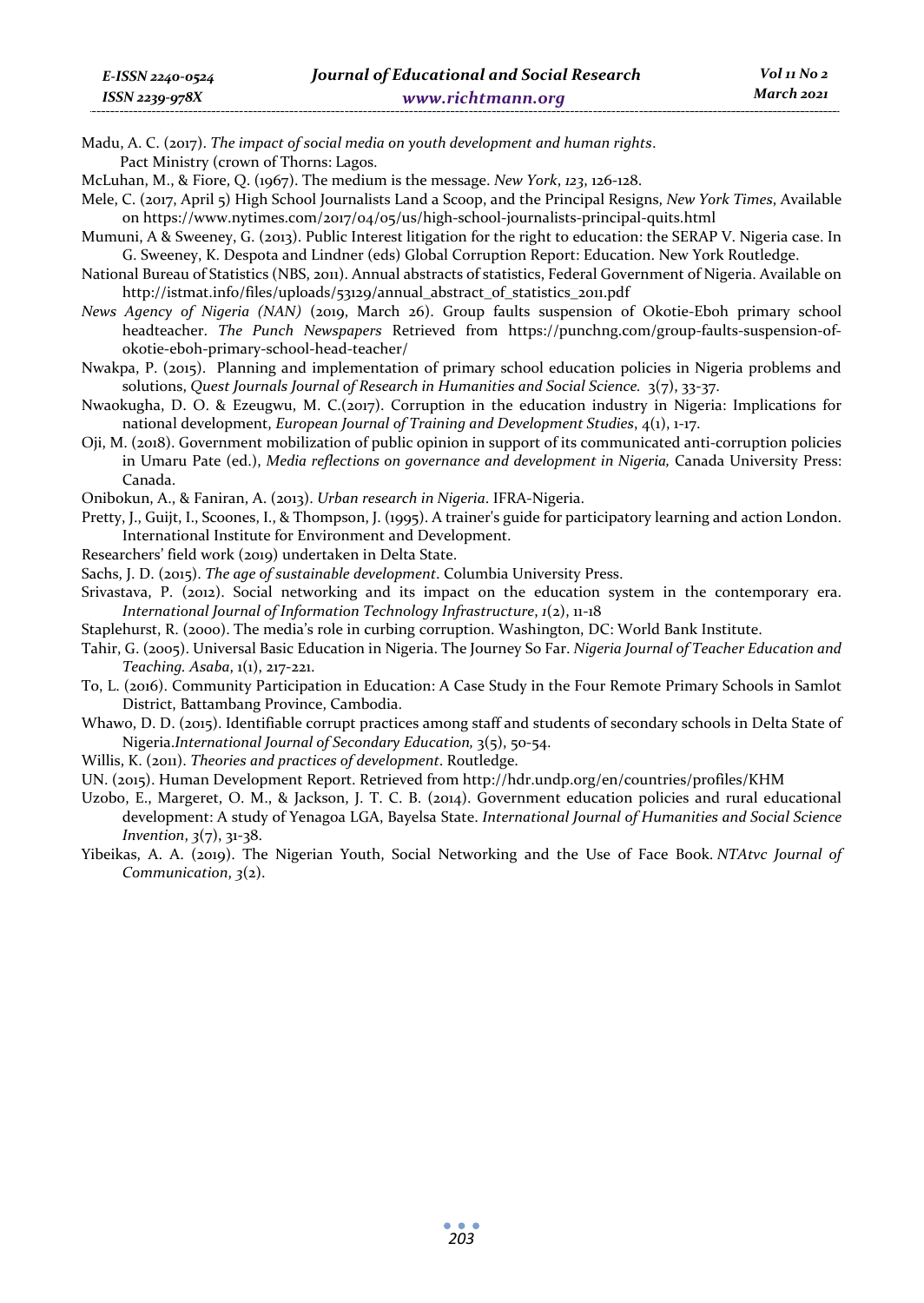Madu, A. C. (2017). *The impact of social media on youth development and human rights*. Pact Ministry (crown of Thorns: Lagos.

McLuhan, M., & Fiore, Q. (1967). The medium is the message. *New York*, *123*, 126-128.

Mele, C. (2017, April 5) High School Journalists Land a Scoop, and the Principal Resigns, *New York Times*, Available on https://www.nytimes.com/2017/04/05/us/high-school-journalists-principal-quits.html

Mumuni, A & Sweeney, G. (2013). Public Interest litigation for the right to education: the SERAP V. Nigeria case. In G. Sweeney, K. Despota and Lindner (eds) Global Corruption Report: Education. New York Routledge.

National Bureau of Statistics (NBS, 2011). Annual abstracts of statistics, Federal Government of Nigeria. Available on http://istmat.info/files/uploads/53129/annual_abstract_of_statistics_2011.pdf

*News Agency of Nigeria (NAN)* (2019, March 26). Group faults suspension of Okotie-Eboh primary school headteacher. *The Punch Newspapers* Retrieved from https://punchng.com/group-faults-suspension-of-okotie-eboh-primary-school-head-teacher/

Nwakpa, P. (2015). Planning and implementation of primary school education policies in Nigeria problems and solutions, *Quest Journals Journal of Research in Humanities and Social Science.* 3(7), 33-37.

Nwaokugha, D. O. & Ezeugwu, M. C.(2017). Corruption in the education industry in Nigeria: Implications for national development, *European Journal of Training and Development Studies*, 4(1), 1-17.

Oji, M. (2018). Government mobilization of public opinion in support of its communicated anti-corruption policies in Umaru Pate (ed.), *Media reflections on governance and development in Nigeria,* Canada University Press: Canada.

Onibokun, A., & Faniran, A. (2013). *Urban research in Nigeria*. IFRA-Nigeria.

Pretty, J., Guijt, I., Scoones, I., & Thompson, J. (1995). A trainer's guide for participatory learning and action London. International Institute for Environment and Development.

Researchers' field work (2019) undertaken in Delta State.

Sachs, J. D. (2015). *The age of sustainable development*. Columbia University Press.

Srivastava, P. (2012). Social networking and its impact on the education system in the contemporary era. *International Journal of Information Technology Infrastructure*, *1*(2), 11-18

Staplehurst, R. (2000). The media's role in curbing corruption. Washington, DC: World Bank Institute.

Tahir, G. (2005). Universal Basic Education in Nigeria. The Journey So Far. *Nigeria Journal of Teacher Education and Teaching. Asaba*, 1(1), 217-221.

To, L. (2016). Community Participation in Education: A Case Study in the Four Remote Primary Schools in Samlot District, Battambang Province, Cambodia.

Whawo, D. D. (2015). Identifiable corrupt practices among staff and students of secondary schools in Delta State of Nigeria.*International Journal of Secondary Education,* 3(5), 50-54.

Willis, K. (2011). *Theories and practices of development*. Routledge.

UN. (2015). Human Development Report. Retrieved from http://hdr.undp.org/en/countries/profiles/KHM

Uzobo, E., Margeret, O. M., & Jackson, J. T. C. B. (2014). Government education policies and rural educational development: A study of Yenagoa LGA, Bayelsa State. *International Journal of Humanities and Social Science Invention*, *3*(7), 31-38.

Yibeikas, A. A. (2019). The Nigerian Youth, Social Networking and the Use of Face Book. *NTAtvc Journal of Communication*, *3*(2).